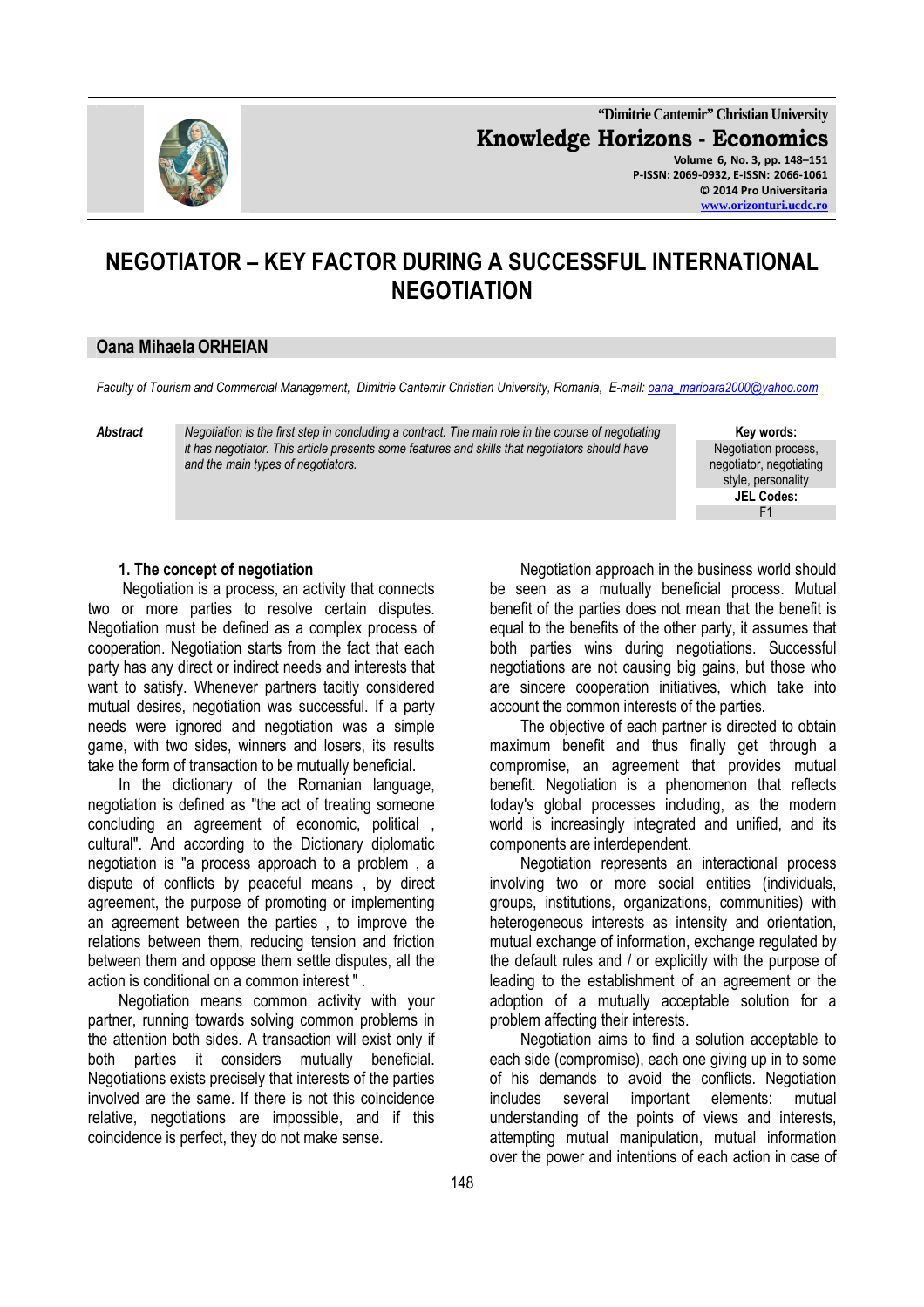# NEGOTIATOR – KEY FACTOR DURING A SUCCESSFUL INTERNATIONAL NEGOTIATION

**Oana Mihaela ORHEIAN**

*Faculty of Tourism and Commercial Management, Dimitrie Cantemir Christian University, Romania, E-mail: oana_marioara2000@yahoo.com*

***Abstract*** *Negotiation is the first step in concluding a contract. The main role in the course of negotiating it has negotiator. This article presents some features and skills that negotiators should have and the main types of negotiators.*

**Key words:** Negotiation process, negotiator, negotiating style, personality

**JEL Codes:** F1

## 1. The concept of negotiation

Negotiation is a process, an activity that connects two or more parties to resolve certain disputes. Negotiation must be defined as a complex process of cooperation. Negotiation starts from the fact that each party has any direct or indirect needs and interests that want to satisfy. Whenever partners tacitly considered mutual desires, negotiation was successful. If a party needs were ignored and negotiation was a simple game, with two sides, winners and losers, its results take the form of transaction to be mutually beneficial.

In the dictionary of the Romanian language, negotiation is defined as "the act of treating someone concluding an agreement of economic, political , cultural". And according to the Dictionary diplomatic negotiation is "a process approach to a problem , a dispute of conflicts by peaceful means , by direct agreement, the purpose of promoting or implementing an agreement between the parties , to improve the relations between them, reducing tension and friction between them and oppose them settle disputes, all the action is conditional on a common interest " .

Negotiation means common activity with your partner, running towards solving common problems in the attention both sides. A transaction will exist only if both parties it considers mutually beneficial. Negotiations exists precisely that interests of the parties involved are the same. If there is not this coincidence relative, negotiations are impossible, and if this coincidence is perfect, they do not make sense.

Negotiation approach in the business world should be seen as a mutually beneficial process. Mutual benefit of the parties does not mean that the benefit is equal to the benefits of the other party, it assumes that both parties wins during negotiations. Successful negotiations are not causing big gains, but those who are sincere cooperation initiatives, which take into account the common interests of the parties.

The objective of each partner is directed to obtain maximum benefit and thus finally get through a compromise, an agreement that provides mutual benefit. Negotiation is a phenomenon that reflects today's global processes including, as the modern world is increasingly integrated and unified, and its components are interdependent.

Negotiation represents an interactional process involving two or more social entities (individuals, groups, institutions, organizations, communities) with heterogeneous interests as intensity and orientation, mutual exchange of information, exchange regulated by the default rules and / or explicitly with the purpose of leading to the establishment of an agreement or the adoption of a mutually acceptable solution for a problem affecting their interests.

Negotiation aims to find a solution acceptable to each side (compromise), each one giving up in to some of his demands to avoid the conflicts. Negotiation includes several important elements: mutual understanding of the points of views and interests, attempting mutual manipulation, mutual information over the power and intentions of each action in case of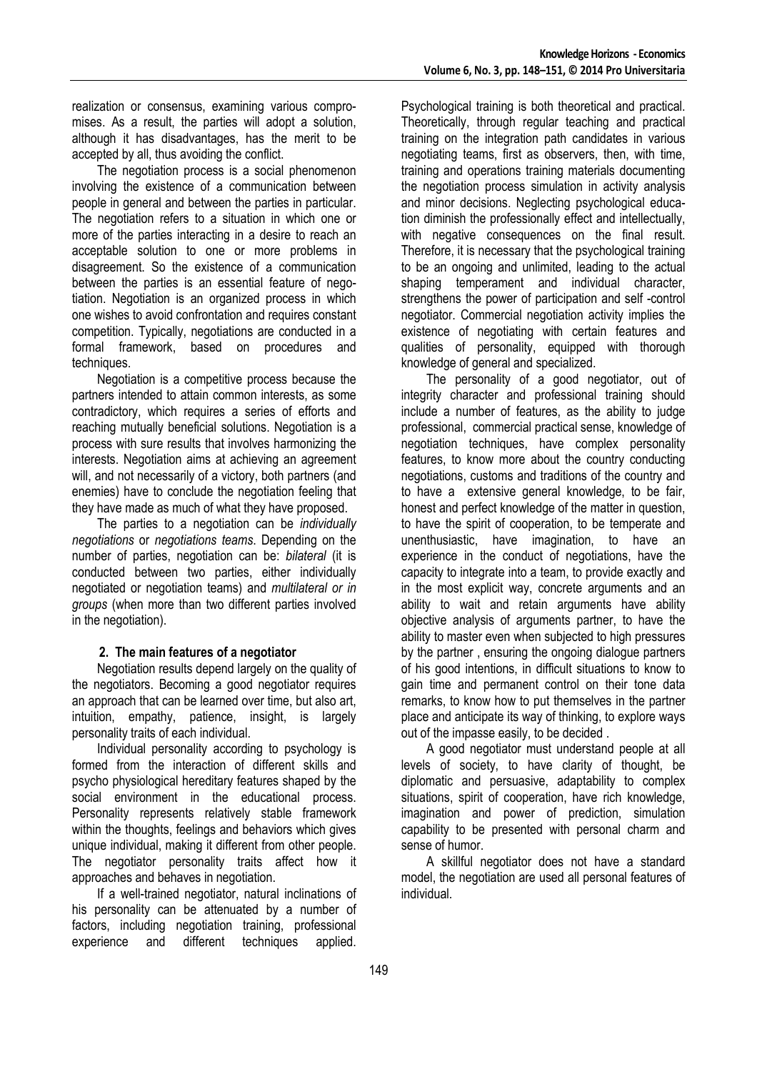realization or consensus, examining various compromises. As a result, the parties will adopt a solution, although it has disadvantages, has the merit to be accepted by all, thus avoiding the conflict.

The negotiation process is a social phenomenon involving the existence of a communication between people in general and between the parties in particular. The negotiation refers to a situation in which one or more of the parties interacting in a desire to reach an acceptable solution to one or more problems in disagreement. So the existence of a communication between the parties is an essential feature of negotiation. Negotiation is an organized process in which one wishes to avoid confrontation and requires constant competition. Typically, negotiations are conducted in a formal framework, based on procedures and techniques.

Negotiation is a competitive process because the partners intended to attain common interests, as some contradictory, which requires a series of efforts and reaching mutually beneficial solutions. Negotiation is a process with sure results that involves harmonizing the interests. Negotiation aims at achieving an agreement will, and not necessarily of a victory, both partners (and enemies) have to conclude the negotiation feeling that they have made as much of what they have proposed.

The parties to a negotiation can be *individually negotiations* or *negotiations teams*. Depending on the number of parties, negotiation can be: *bilateral* (it is conducted between two parties, either individually negotiated or negotiation teams) and *multilateral or in groups* (when more than two different parties involved in the negotiation).

## 2. The main features of a negotiator

Negotiation results depend largely on the quality of the negotiators. Becoming a good negotiator requires an approach that can be learned over time, but also art, intuition, empathy, patience, insight, is largely personality traits of each individual.

Individual personality according to psychology is formed from the interaction of different skills and psycho physiological hereditary features shaped by the social environment in the educational process. Personality represents relatively stable framework within the thoughts, feelings and behaviors which gives unique individual, making it different from other people. The negotiator personality traits affect how it approaches and behaves in negotiation.

If a well-trained negotiator, natural inclinations of his personality can be attenuated by a number of factors, including negotiation training, professional experience and different techniques applied. Psychological training is both theoretical and practical. Theoretically, through regular teaching and practical training on the integration path candidates in various negotiating teams, first as observers, then, with time, training and operations training materials documenting the negotiation process simulation in activity analysis and minor decisions. Neglecting psychological education diminish the professionally effect and intellectually, with negative consequences on the final result. Therefore, it is necessary that the psychological training to be an ongoing and unlimited, leading to the actual shaping temperament and individual character, strengthens the power of participation and self -control negotiator. Commercial negotiation activity implies the existence of negotiating with certain features and qualities of personality, equipped with thorough knowledge of general and specialized.

The personality of a good negotiator, out of integrity character and professional training should include a number of features, as the ability to judge professional, commercial practical sense, knowledge of negotiation techniques, have complex personality features, to know more about the country conducting negotiations, customs and traditions of the country and to have a extensive general knowledge, to be fair, honest and perfect knowledge of the matter in question, to have the spirit of cooperation, to be temperate and unenthusiastic, have imagination, to have an experience in the conduct of negotiations, have the capacity to integrate into a team, to provide exactly and in the most explicit way, concrete arguments and an ability to wait and retain arguments have ability objective analysis of arguments partner, to have the ability to master even when subjected to high pressures by the partner , ensuring the ongoing dialogue partners of his good intentions, in difficult situations to know to gain time and permanent control on their tone data remarks, to know how to put themselves in the partner place and anticipate its way of thinking, to explore ways out of the impasse easily, to be decided .

A good negotiator must understand people at all levels of society, to have clarity of thought, be diplomatic and persuasive, adaptability to complex situations, spirit of cooperation, have rich knowledge, imagination and power of prediction, simulation capability to be presented with personal charm and sense of humor.

A skillful negotiator does not have a standard model, the negotiation are used all personal features of individual.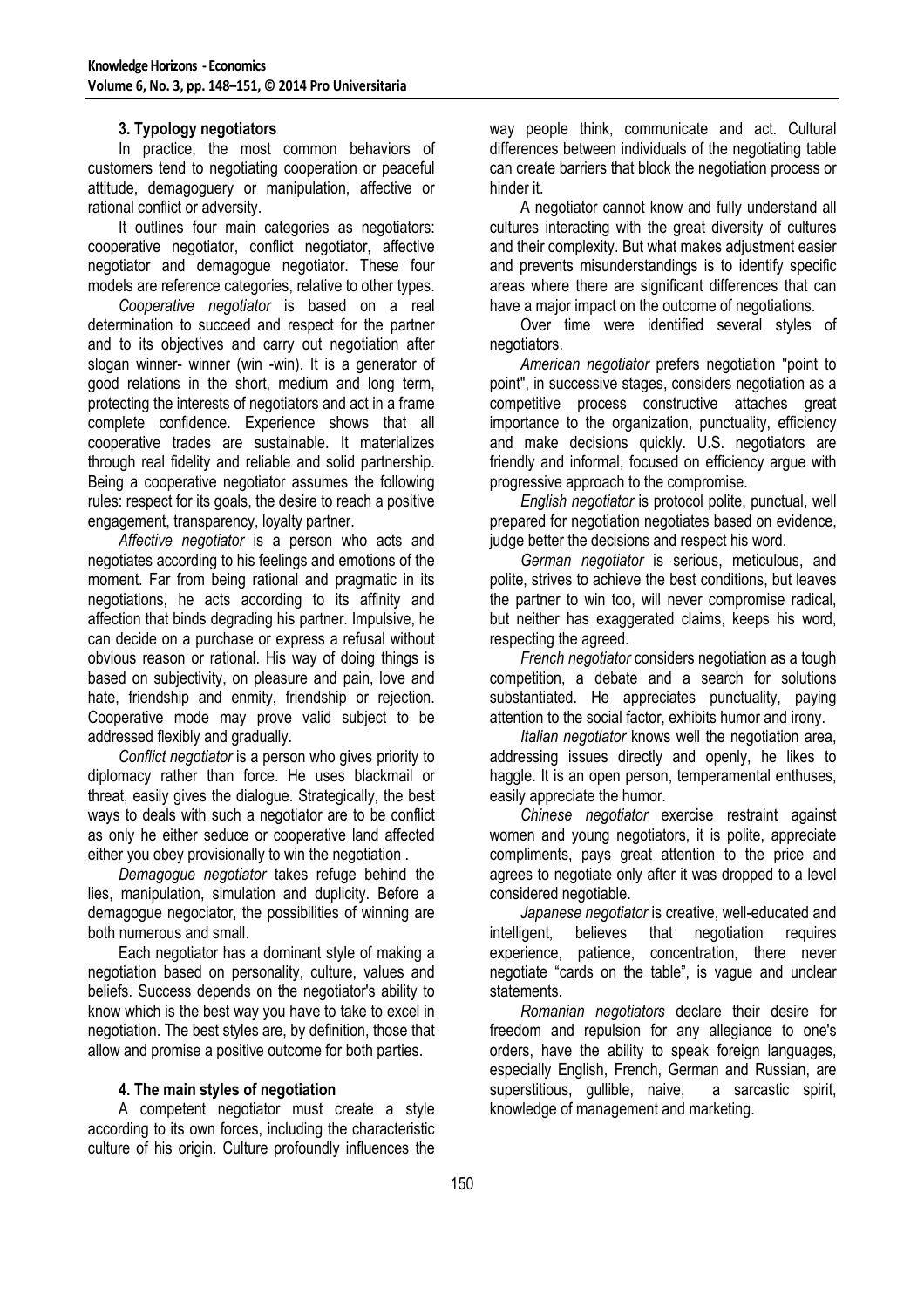### 3. Typology negotiators

In practice, the most common behaviors of customers tend to negotiating cooperation or peaceful attitude, demagoguery or manipulation, affective or rational conflict or adversity.

It outlines four main categories as negotiators: cooperative negotiator, conflict negotiator, affective negotiator and demagogue negotiator. These four models are reference categories, relative to other types.

*Cooperative negotiator* is based on a real determination to succeed and respect for the partner and to its objectives and carry out negotiation after slogan winner- winner (win -win). It is a generator of good relations in the short, medium and long term, protecting the interests of negotiators and act in a frame complete confidence. Experience shows that all cooperative trades are sustainable. It materializes through real fidelity and reliable and solid partnership. Being a cooperative negotiator assumes the following rules: respect for its goals, the desire to reach a positive engagement, transparency, loyalty partner.

*Affective negotiator* is a person who acts and negotiates according to his feelings and emotions of the moment. Far from being rational and pragmatic in its negotiations, he acts according to its affinity and affection that binds degrading his partner. Impulsive, he can decide on a purchase or express a refusal without obvious reason or rational. His way of doing things is based on subjectivity, on pleasure and pain, love and hate, friendship and enmity, friendship or rejection. Cooperative mode may prove valid subject to be addressed flexibly and gradually.

*Conflict negotiator* is a person who gives priority to diplomacy rather than force. He uses blackmail or threat, easily gives the dialogue. Strategically, the best ways to deals with such a negotiator are to be conflict as only he either seduce or cooperative land affected either you obey provisionally to win the negotiation .

*Demagogue negotiator* takes refuge behind the lies, manipulation, simulation and duplicity. Before a demagogue negociator, the possibilities of winning are both numerous and small.

Each negotiator has a dominant style of making a negotiation based on personality, culture, values and beliefs. Success depends on the negotiator's ability to know which is the best way you have to take to excel in negotiation. The best styles are, by definition, those that allow and promise a positive outcome for both parties.

### 4. The main styles of negotiation

A competent negotiator must create a style according to its own forces, including the characteristic culture of his origin. Culture profoundly influences the way people think, communicate and act. Cultural differences between individuals of the negotiating table can create barriers that block the negotiation process or hinder it.

A negotiator cannot know and fully understand all cultures interacting with the great diversity of cultures and their complexity. But what makes adjustment easier and prevents misunderstandings is to identify specific areas where there are significant differences that can have a major impact on the outcome of negotiations.

Over time were identified several styles of negotiators.

*American negotiator* prefers negotiation "point to point", in successive stages, considers negotiation as a competitive process constructive attaches great importance to the organization, punctuality, efficiency and make decisions quickly. U.S. negotiators are friendly and informal, focused on efficiency argue with progressive approach to the compromise.

*English negotiator* is protocol polite, punctual, well prepared for negotiation negotiates based on evidence, judge better the decisions and respect his word.

*German negotiator* is serious, meticulous, and polite, strives to achieve the best conditions, but leaves the partner to win too, will never compromise radical, but neither has exaggerated claims, keeps his word, respecting the agreed.

*French negotiator* considers negotiation as a tough competition, a debate and a search for solutions substantiated. He appreciates punctuality, paying attention to the social factor, exhibits humor and irony.

*Italian negotiator* knows well the negotiation area, addressing issues directly and openly, he likes to haggle. It is an open person, temperamental enthuses, easily appreciate the humor.

*Chinese negotiator* exercise restraint against women and young negotiators, it is polite, appreciate compliments, pays great attention to the price and agrees to negotiate only after it was dropped to a level considered negotiable.

*Japanese negotiator* is creative, well-educated and intelligent, believes that negotiation requires experience, patience, concentration, there never negotiate "cards on the table", is vague and unclear statements.

*Romanian negotiators* declare their desire for freedom and repulsion for any allegiance to one's orders, have the ability to speak foreign languages, especially English, French, German and Russian, are superstitious, gullible, naive, a sarcastic spirit, knowledge of management and marketing.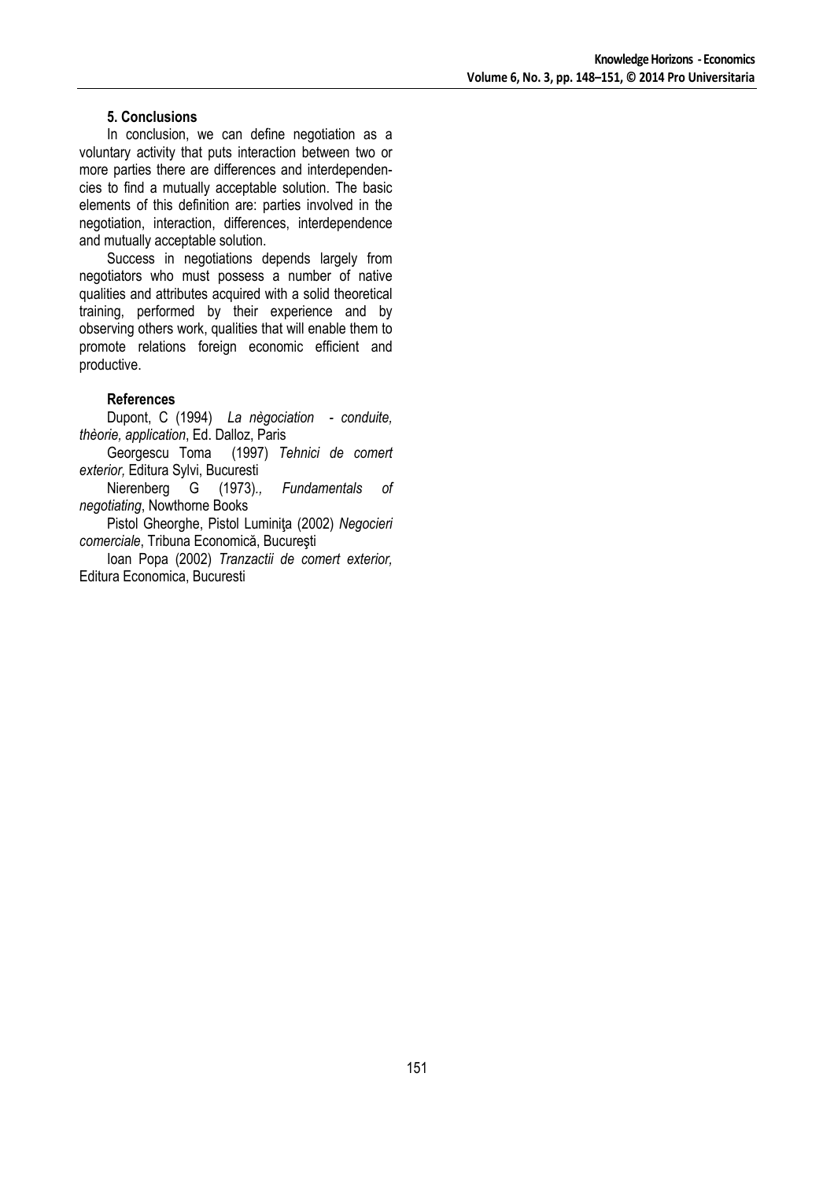### 5. Conclusions

In conclusion, we can define negotiation as a voluntary activity that puts interaction between two or more parties there are differences and interdependencies to find a mutually acceptable solution. The basic elements of this definition are: parties involved in the negotiation, interaction, differences, interdependence and mutually acceptable solution.

Success in negotiations depends largely from negotiators who must possess a number of native qualities and attributes acquired with a solid theoretical training, performed by their experience and by observing others work, qualities that will enable them to promote relations foreign economic efficient and productive.

### References

Dupont, C (1994) *La nègociation - conduite, thèorie, application*, Ed. Dalloz, Paris

Georgescu Toma (1997) *Tehnici de comert exterior,* Editura Sylvi, Bucuresti

Nierenberg G (1973)*., Fundamentals of negotiating*, Nowthorne Books

Pistol Gheorghe, Pistol Luminiţa (2002) *Negocieri comerciale*, Tribuna Economică, Bucureşti

Ioan Popa (2002) *Tranzactii de comert exterior,* Editura Economica, Bucuresti